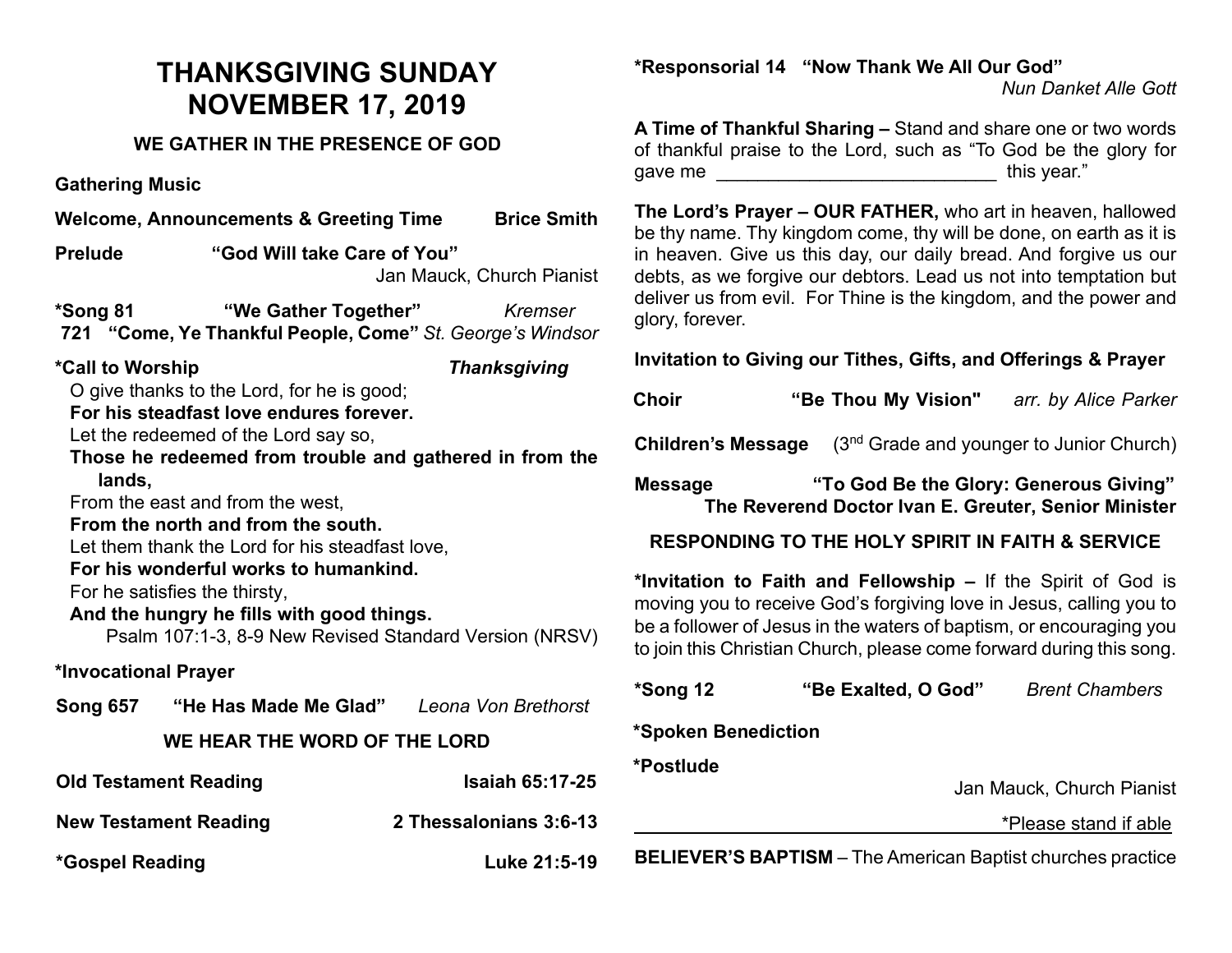# THANKSGIVING SUNDAY
# NOVEMBER 17, 2019

## WE GATHER IN THE PRESENCE OF GOD

**Gathering Music**

**Welcome, Announcements & Greeting Time** — **Brice Smith**

**Prelude** — **"God Will take Care of You"**
Jan Mauck, Church Pianist

**\*Song 81** — **"We Gather Together"** — *Kremser*
**721** — **"Come, Ye Thankful People, Come"** *St. George's Windsor*

**\*Call to Worship** — ***Thanksgiving***

O give thanks to the Lord, for he is good;
**For his steadfast love endures forever.**
Let the redeemed of the Lord say so,
**Those he redeemed from trouble and gathered in from the lands,**
From the east and from the west,
**From the north and from the south.**
Let them thank the Lord for his steadfast love,
**For his wonderful works to humankind.**
For he satisfies the thirsty,
**And the hungry he fills with good things.**
Psalm 107:1-3, 8-9 New Revised Standard Version (NRSV)

**\*Invocational Prayer**

**Song 657** — **"He Has Made Me Glad"** — *Leona Von Brethorst*

## WE HEAR THE WORD OF THE LORD

**Old Testament Reading** — **Isaiah 65:17-25**

**New Testament Reading** — **2 Thessalonians 3:6-13**

**\*Gospel Reading** — **Luke 21:5-19**

**\*Responsorial 14** — **"Now Thank We All Our God"**
*Nun Danket Alle Gott*

**A Time of Thankful Sharing –** Stand and share one or two words of thankful praise to the Lord, such as "To God be the glory for gave me ___________________________ this year."

**The Lord's Prayer – OUR FATHER,** who art in heaven, hallowed be thy name. Thy kingdom come, thy will be done, on earth as it is in heaven. Give us this day, our daily bread. And forgive us our debts, as we forgive our debtors. Lead us not into temptation but deliver us from evil. For Thine is the kingdom, and the power and glory, forever.

**Invitation to Giving our Tithes, Gifts, and Offerings & Prayer**

**Choir** — **"Be Thou My Vision"** — *arr. by Alice Parker*

**Children's Message** — (3rd Grade and younger to Junior Church)

**Message** — **"To God Be the Glory: Generous Giving"**
**The Reverend Doctor Ivan E. Greuter, Senior Minister**

## RESPONDING TO THE HOLY SPIRIT IN FAITH & SERVICE

**\*Invitation to Faith and Fellowship –** If the Spirit of God is moving you to receive God's forgiving love in Jesus, calling you to be a follower of Jesus in the waters of baptism, or encouraging you to join this Christian Church, please come forward during this song.

**\*Song 12** — **"Be Exalted, O God"** — *Brent Chambers*

**\*Spoken Benediction**

**\*Postlude**
Jan Mauck, Church Pianist

\*Please stand if able

**BELIEVER'S BAPTISM** – The American Baptist churches practice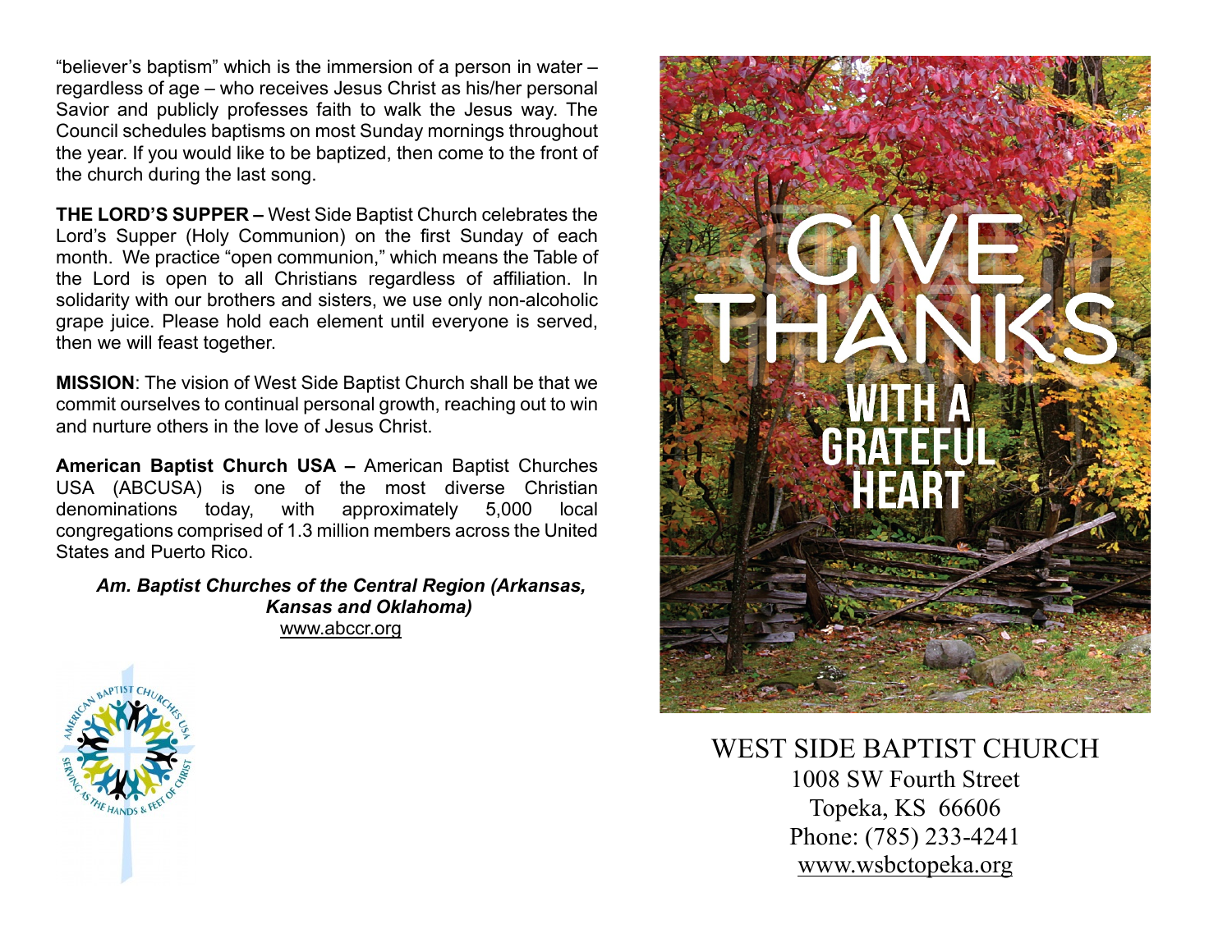"believer's baptism" which is the immersion of a person in water – regardless of age – who receives Jesus Christ as his/her personal Savior and publicly professes faith to walk the Jesus way. The Council schedules baptisms on most Sunday mornings throughout the year. If you would like to be baptized, then come to the front of the church during the last song.

**THE LORD'S SUPPER –** West Side Baptist Church celebrates the Lord's Supper (Holy Communion) on the first Sunday of each month. We practice "open communion," which means the Table of the Lord is open to all Christians regardless of affiliation. In solidarity with our brothers and sisters, we use only non-alcoholic grape juice. Please hold each element until everyone is served, then we will feast together.

**MISSION**: The vision of West Side Baptist Church shall be that we commit ourselves to continual personal growth, reaching out to win and nurture others in the love of Jesus Christ.

**American Baptist Church USA –** American Baptist Churches USA (ABCUSA) is one of the most diverse Christian denominations today, with approximately 5,000 local congregations comprised of 1.3 million members across the United States and Puerto Rico.

***Am. Baptist Churches of the Central Region (Arkansas, Kansas and Oklahoma)***
www.abccr.org

AMERICAN BAPTIST CHURCHES USA
SERVING AS THE HANDS & FEET OF CHRIST

GIVE THANKS WITH A GRATEFUL HEART

WEST SIDE BAPTIST CHURCH
1008 SW Fourth Street
Topeka, KS 66606
Phone: (785) 233-4241
www.wsbctopeka.org